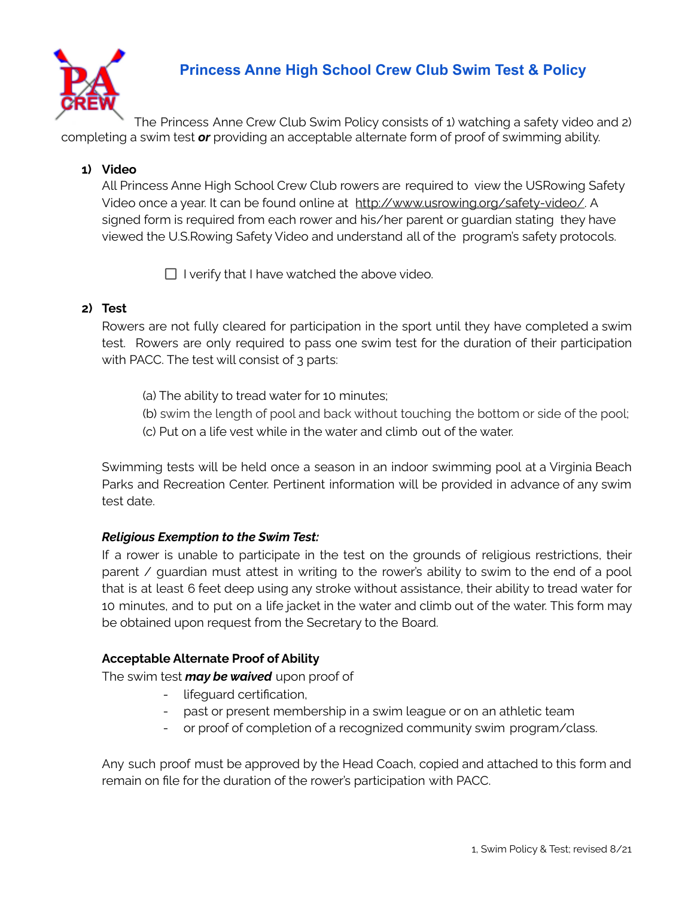# Princess Anne High School Crew Club Swim Test & Policy

The Princess Anne Crew Club Swim Policy consists of 1) watching a safety video and 2) completing a swim test ***or*** providing an acceptable alternate form of proof of swimming ability.

1) **Video**

All Princess Anne High School Crew Club rowers are required to view the USRowing Safety Video once a year. It can be found online at http://www.usrowing.org/safety-video/. A signed form is required from each rower and his/her parent or guardian stating they have viewed the U.S.Rowing Safety Video and understand all of the program's safety protocols.

☐ I verify that I have watched the above video.

2) **Test**

Rowers are not fully cleared for participation in the sport until they have completed a swim test. Rowers are only required to pass one swim test for the duration of their participation with PACC. The test will consist of 3 parts:

(a) The ability to tread water for 10 minutes;
(b) swim the length of pool and back without touching the bottom or side of the pool;
(c) Put on a life vest while in the water and climb out of the water.

Swimming tests will be held once a season in an indoor swimming pool at a Virginia Beach Parks and Recreation Center. Pertinent information will be provided in advance of any swim test date.

***Religious Exemption to the Swim Test:***

If a rower is unable to participate in the test on the grounds of religious restrictions, their parent / guardian must attest in writing to the rower's ability to swim to the end of a pool that is at least 6 feet deep using any stroke without assistance, their ability to tread water for 10 minutes, and to put on a life jacket in the water and climb out of the water. This form may be obtained upon request from the Secretary to the Board.

**Acceptable Alternate Proof of Ability**

The swim test ***may be waived*** upon proof of

- lifeguard certification,
- past or present membership in a swim league or on an athletic team
- or proof of completion of a recognized community swim program/class.

Any such proof must be approved by the Head Coach, copied and attached to this form and remain on file for the duration of the rower's participation with PACC.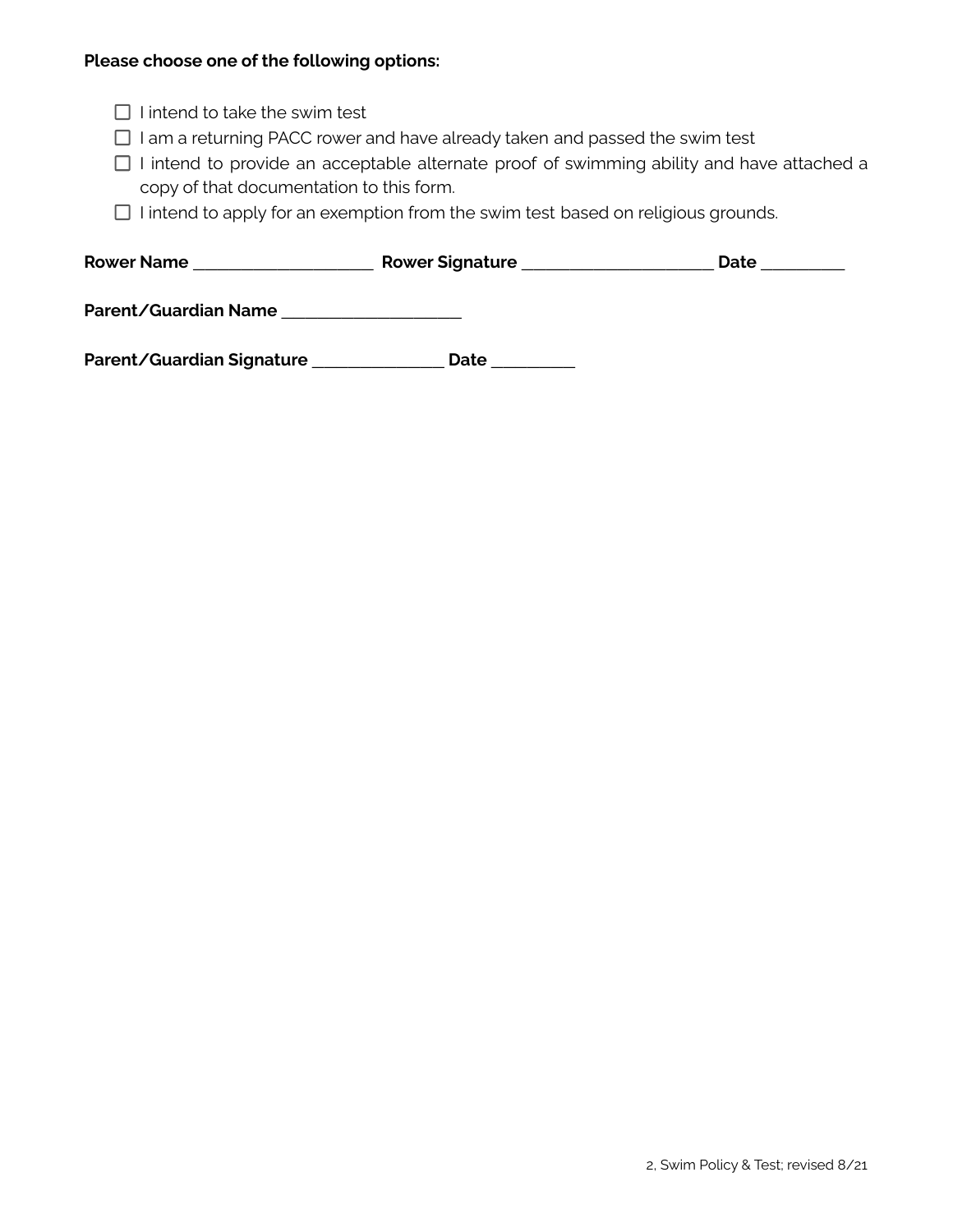**Please choose one of the following options:**

- ☐ I intend to take the swim test
- ☐ I am a returning PACC rower and have already taken and passed the swim test
- ☐ I intend to provide an acceptable alternate proof of swimming ability and have attached a copy of that documentation to this form.
- ☐ I intend to apply for an exemption from the swim test based on religious grounds.

**Rower Name** ____________________ **Rower Signature** ______________________ **Date** _________

**Parent/Guardian Name** ____________________

**Parent/Guardian Signature** _______________ **Date** _________